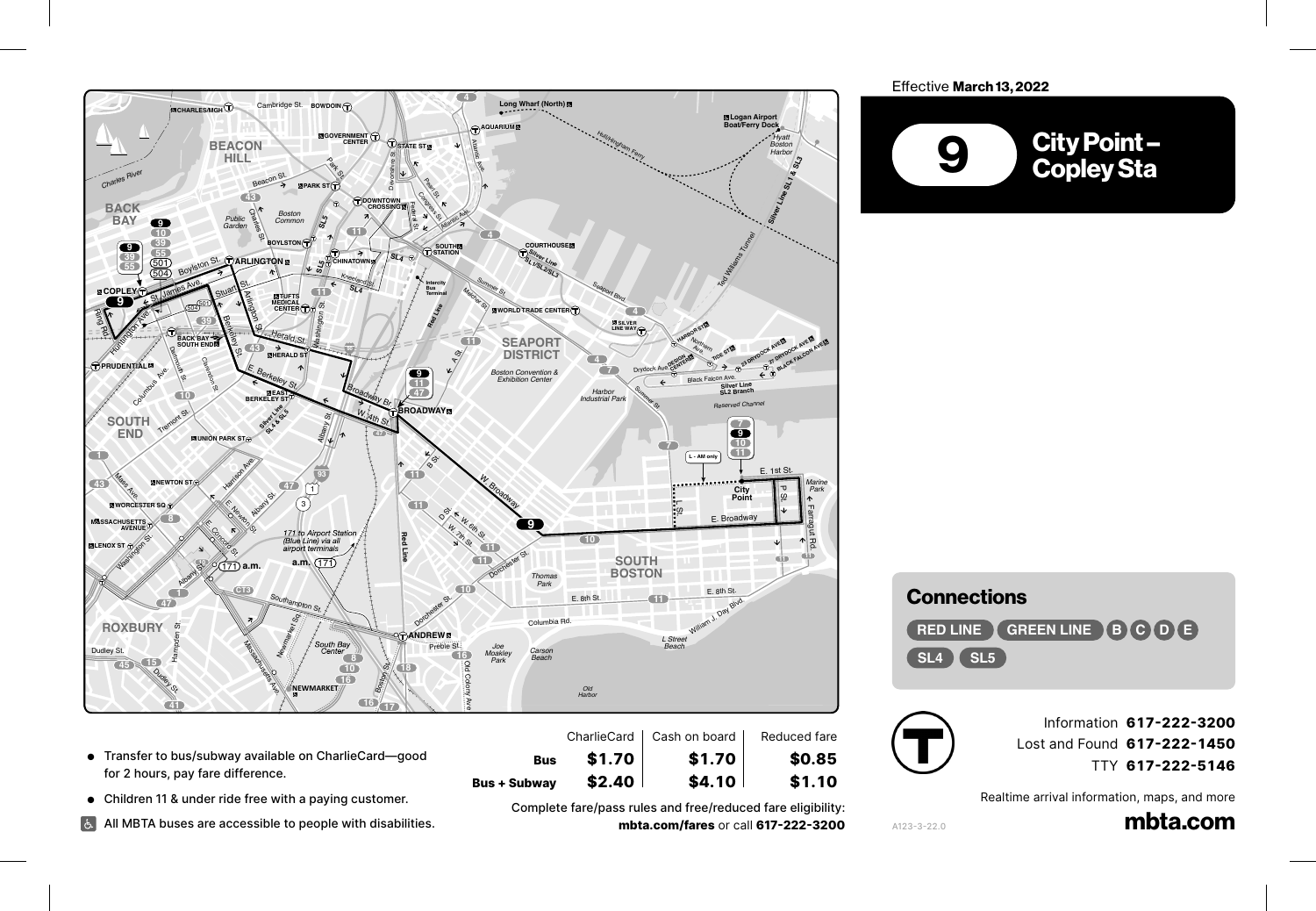Effective **March 13, 2022**

# 9 City Point – Copley Sta

- Transfer to bus/subway available on CharlieCard—good for 2 hours, pay fare difference.
- Children 11 & under ride free with a paying customer.
- All MBTA buses are accessible to people with disabilities.

| | CharlieCard | Cash on board | Reduced fare |
|---|---|---|---|
| **Bus** | **$1.70** | **$1.70** | **$0.85** |
| **Bus + Subway** | **$2.40** | **$4.10** | **$1.10** |

Complete fare/pass rules and free/reduced fare eligibility: **mbta.com/fares** or call **617-222-3200**

## Connections

RED LINE, GREEN LINE B C D E, SL4, SL5

Information **617-222-3200**
Lost and Found **617-222-1450**
TTY **617-222-5146**

Realtime arrival information, maps, and more

**mbta.com**

A123-3-22.0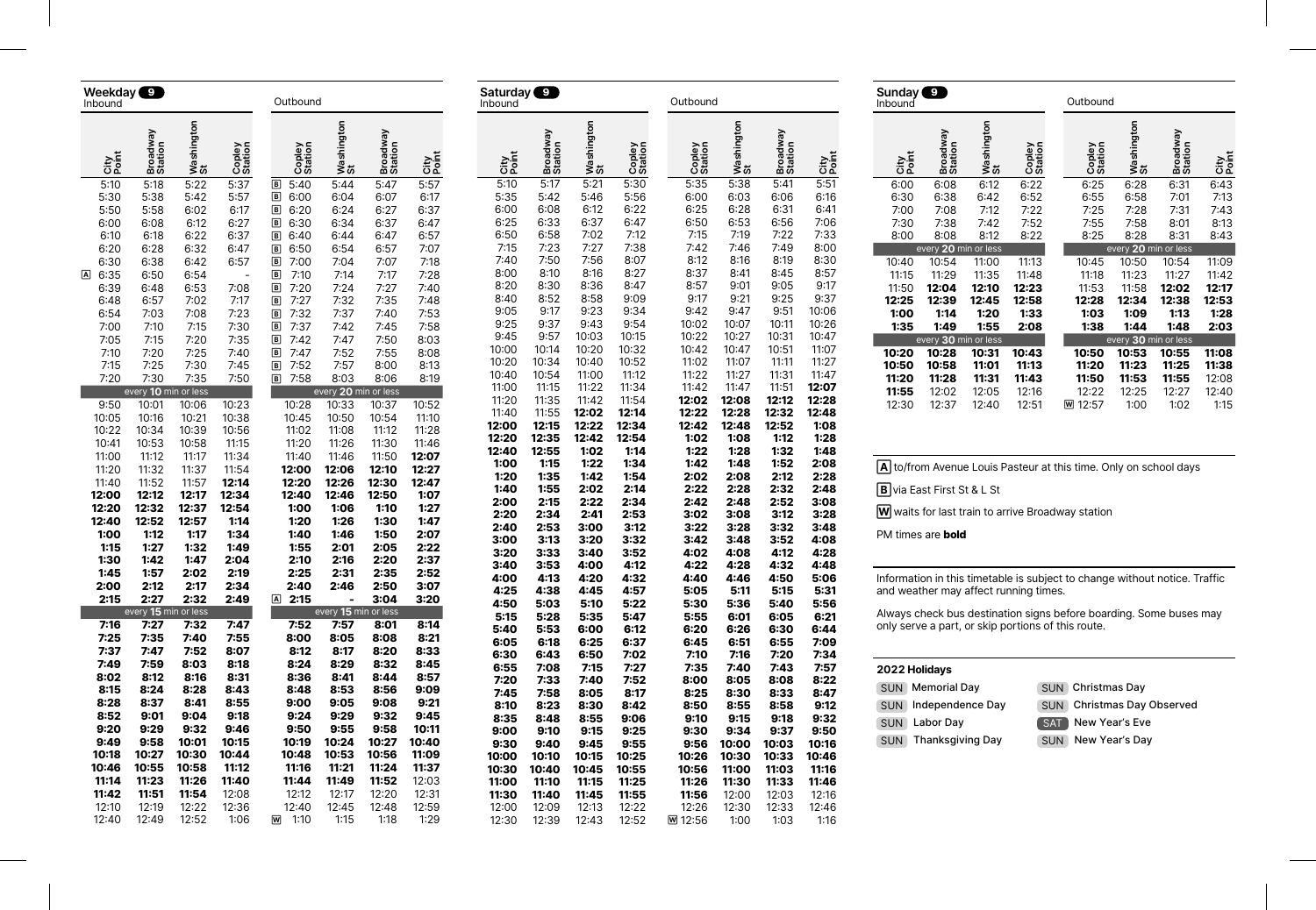## Weekday 9

### Inbound

| | City Point | Broadway Station | Washington St | Copley Station |
|---|---|---|---|---|
| | 5:10 | 5:18 | 5:22 | 5:37 |
| | 5:30 | 5:38 | 5:42 | 5:57 |
| | 5:50 | 5:58 | 6:02 | 6:17 |
| | 6:00 | 6:08 | 6:12 | 6:27 |
| | 6:10 | 6:18 | 6:22 | 6:37 |
| | 6:20 | 6:28 | 6:32 | 6:47 |
| | 6:30 | 6:38 | 6:42 | 6:57 |
| A | 6:35 | 6:50 | 6:54 | - |
| | 6:39 | 6:48 | 6:53 | 7:08 |
| | 6:48 | 6:57 | 7:02 | 7:17 |
| | 6:54 | 7:03 | 7:08 | 7:23 |
| | 7:00 | 7:10 | 7:15 | 7:30 |
| | 7:05 | 7:15 | 7:20 | 7:35 |
| | 7:10 | 7:20 | 7:25 | 7:40 |
| | 7:15 | 7:25 | 7:30 | 7:45 |
| | 7:20 | 7:30 | 7:35 | 7:50 |
| | every **10** min or less | | | |
| | 9:50 | 10:01 | 10:06 | 10:23 |
| | 10:05 | 10:16 | 10:21 | 10:38 |
| | 10:22 | 10:34 | 10:39 | 10:56 |
| | 10:41 | 10:53 | 10:58 | 11:15 |
| | 11:00 | 11:12 | 11:17 | 11:34 |
| | 11:20 | 11:32 | 11:37 | 11:54 |
| | 11:40 | 11:52 | 11:57 | **12:14** |
| | **12:00** | **12:12** | **12:17** | **12:34** |
| | **12:20** | **12:32** | **12:37** | **12:54** |
| | **12:40** | **12:52** | **12:57** | **1:14** |
| | **1:00** | **1:12** | **1:17** | **1:34** |
| | **1:15** | **1:27** | **1:32** | **1:49** |
| | **1:30** | **1:42** | **1:47** | **2:04** |
| | **1:45** | **1:57** | **2:02** | **2:19** |
| | **2:00** | **2:12** | **2:17** | **2:34** |
| | **2:15** | **2:27** | **2:32** | **2:49** |
| | every **15** min or less | | | |
| | **7:16** | **7:27** | **7:32** | **7:47** |
| | **7:25** | **7:35** | **7:40** | **7:55** |
| | **7:37** | **7:47** | **7:52** | **8:07** |
| | **7:49** | **7:59** | **8:03** | **8:18** |
| | **8:02** | **8:12** | **8:16** | **8:31** |
| | **8:15** | **8:24** | **8:28** | **8:43** |
| | **8:28** | **8:37** | **8:41** | **8:55** |
| | **8:52** | **9:01** | **9:04** | **9:18** |
| | **9:20** | **9:29** | **9:32** | **9:46** |
| | **9:49** | **9:58** | **10:01** | **10:15** |
| | **10:18** | **10:27** | **10:30** | **10:44** |
| | **10:46** | **10:55** | **10:58** | **11:12** |
| | **11:14** | **11:23** | **11:26** | **11:40** |
| | **11:42** | **11:51** | **11:54** | 12:08 |
| | 12:10 | 12:19 | 12:22 | 12:36 |
| | 12:40 | 12:49 | 12:52 | 1:06 |

### Outbound

| | Copley Station | Washington St | Broadway Station | City Point |
|---|---|---|---|---|
| B | 5:40 | 5:44 | 5:47 | 5:57 |
| B | 6:00 | 6:04 | 6:07 | 6:17 |
| B | 6:20 | 6:24 | 6:27 | 6:37 |
| B | 6:30 | 6:34 | 6:37 | 6:47 |
| B | 6:40 | 6:44 | 6:47 | 6:57 |
| B | 6:50 | 6:54 | 6:57 | 7:07 |
| B | 7:00 | 7:04 | 7:07 | 7:18 |
| B | 7:10 | 7:14 | 7:17 | 7:28 |
| B | 7:20 | 7:24 | 7:27 | 7:40 |
| B | 7:27 | 7:32 | 7:35 | 7:48 |
| B | 7:32 | 7:37 | 7:40 | 7:53 |
| B | 7:37 | 7:42 | 7:45 | 7:58 |
| B | 7:42 | 7:47 | 7:50 | 8:03 |
| B | 7:47 | 7:52 | 7:55 | 8:08 |
| B | 7:52 | 7:57 | 8:00 | 8:13 |
| B | 7:58 | 8:03 | 8:06 | 8:19 |
| | every **20** min or less | | | |
| | 10:28 | 10:33 | 10:37 | 10:52 |
| | 10:45 | 10:50 | 10:54 | 11:10 |
| | 11:02 | 11:08 | 11:12 | 11:28 |
| | 11:20 | 11:26 | 11:30 | 11:46 |
| | 11:40 | 11:46 | 11:50 | **12:07** |
| | **12:00** | **12:06** | **12:10** | **12:27** |
| | **12:20** | **12:26** | **12:30** | **12:47** |
| | **12:40** | **12:46** | **12:50** | **1:07** |
| | **1:00** | **1:06** | **1:10** | **1:27** |
| | **1:20** | **1:26** | **1:30** | **1:47** |
| | **1:40** | **1:46** | **1:50** | **2:07** |
| | **1:55** | **2:01** | **2:05** | **2:22** |
| | **2:10** | **2:16** | **2:20** | **2:37** |
| | **2:25** | **2:31** | **2:35** | **2:52** |
| | **2:40** | **2:46** | **2:50** | **3:07** |
| A | **2:15** | - | **3:04** | **3:20** |
| | every **15** min or less | | | |
| | **7:52** | **7:57** | **8:01** | **8:14** |
| | **8:00** | **8:05** | **8:08** | **8:21** |
| | **8:12** | **8:17** | **8:20** | **8:33** |
| | **8:24** | **8:29** | **8:32** | **8:45** |
| | **8:36** | **8:41** | **8:44** | **8:57** |
| | **8:48** | **8:53** | **8:56** | **9:09** |
| | **9:00** | **9:05** | **9:08** | **9:21** |
| | **9:24** | **9:29** | **9:32** | **9:45** |
| | **9:50** | **9:55** | **9:58** | **10:11** |
| | **10:19** | **10:24** | **10:27** | **10:40** |
| | **10:48** | **10:53** | **10:56** | **11:09** |
| | **11:16** | **11:21** | **11:24** | **11:37** |
| | **11:44** | **11:49** | **11:52** | 12:03 |
| | 12:12 | 12:17 | 12:20 | 12:31 |
| | 12:40 | 12:45 | 12:48 | 12:59 |
| W | 1:10 | 1:15 | 1:18 | 1:29 |

## Saturday 9

### Inbound

| City Point | Broadway Station | Washington St | Copley Station |
|---|---|---|---|
| 5:10 | 5:17 | 5:21 | 5:30 |
| 5:35 | 5:42 | 5:46 | 5:56 |
| 6:00 | 6:08 | 6:12 | 6:22 |
| 6:25 | 6:33 | 6:37 | 6:47 |
| 6:50 | 6:58 | 7:02 | 7:12 |
| 7:15 | 7:23 | 7:27 | 7:38 |
| 7:40 | 7:50 | 7:56 | 8:07 |
| 8:00 | 8:10 | 8:16 | 8:27 |
| 8:20 | 8:30 | 8:36 | 8:47 |
| 8:40 | 8:52 | 8:58 | 9:09 |
| 9:05 | 9:17 | 9:23 | 9:34 |
| 9:25 | 9:37 | 9:43 | 9:54 |
| 9:45 | 9:57 | 10:03 | 10:15 |
| 10:00 | 10:14 | 10:20 | 10:32 |
| 10:20 | 10:34 | 10:40 | 10:52 |
| 10:40 | 10:54 | 11:00 | 11:12 |
| 11:00 | 11:15 | 11:22 | 11:34 |
| 11:20 | 11:35 | 11:42 | 11:54 |
| 11:40 | 11:55 | **12:02** | **12:14** |
| **12:00** | **12:15** | **12:22** | **12:34** |
| **12:20** | **12:35** | **12:42** | **12:54** |
| **12:40** | **12:55** | **1:02** | **1:14** |
| **1:00** | **1:15** | **1:22** | **1:34** |
| **1:20** | **1:35** | **1:42** | **1:54** |
| **1:40** | **1:55** | **2:02** | **2:14** |
| **2:00** | **2:15** | **2:22** | **2:34** |
| **2:20** | **2:34** | **2:41** | **2:53** |
| **2:40** | **2:53** | **3:00** | **3:12** |
| **3:00** | **3:13** | **3:20** | **3:32** |
| **3:20** | **3:33** | **3:40** | **3:52** |
| **3:40** | **3:53** | **4:00** | **4:12** |
| **4:00** | **4:13** | **4:20** | **4:32** |
| **4:25** | **4:38** | **4:45** | **4:57** |
| **4:50** | **5:03** | **5:10** | **5:22** |
| **5:15** | **5:28** | **5:35** | **5:47** |
| **5:40** | **5:53** | **6:00** | **6:12** |
| **6:05** | **6:18** | **6:25** | **6:37** |
| **6:30** | **6:43** | **6:50** | **7:02** |
| **6:55** | **7:08** | **7:15** | **7:27** |
| **7:20** | **7:33** | **7:40** | **7:52** |
| **7:45** | **7:58** | **8:05** | **8:17** |
| **8:10** | **8:23** | **8:30** | **8:42** |
| **8:35** | **8:48** | **8:55** | **9:06** |
| **9:00** | **9:10** | **9:15** | **9:25** |
| **9:30** | **9:40** | **9:45** | **9:55** |
| **10:00** | **10:10** | **10:15** | **10:25** |
| **10:30** | **10:40** | **10:45** | **10:55** |
| **11:00** | **11:10** | **11:15** | **11:25** |
| **11:30** | **11:40** | **11:45** | **11:55** |
| 12:00 | 12:09 | 12:13 | 12:22 |
| 12:30 | 12:39 | 12:43 | 12:52 |

### Outbound

| | Copley Station | Washington St | Broadway Station | City Point |
|---|---|---|---|---|
| | 5:35 | 5:38 | 5:41 | 5:51 |
| | 6:00 | 6:03 | 6:06 | 6:16 |
| | 6:25 | 6:28 | 6:31 | 6:41 |
| | 6:50 | 6:53 | 6:56 | 7:06 |
| | 7:15 | 7:19 | 7:22 | 7:33 |
| | 7:42 | 7:46 | 7:49 | 8:00 |
| | 8:12 | 8:16 | 8:19 | 8:30 |
| | 8:37 | 8:41 | 8:45 | 8:57 |
| | 8:57 | 9:01 | 9:05 | 9:17 |
| | 9:17 | 9:21 | 9:25 | 9:37 |
| | 9:42 | 9:47 | 9:51 | 10:06 |
| | 10:02 | 10:07 | 10:11 | 10:26 |
| | 10:22 | 10:27 | 10:31 | 10:47 |
| | 10:42 | 10:47 | 10:51 | 11:07 |
| | 11:02 | 11:07 | 11:11 | 11:27 |
| | 11:22 | 11:27 | 11:31 | 11:47 |
| | 11:42 | 11:47 | 11:51 | **12:07** |
| | **12:02** | **12:08** | **12:12** | **12:28** |
| | **12:22** | **12:28** | **12:32** | **12:48** |
| | **12:42** | **12:48** | **12:52** | **1:08** |
| | **1:02** | **1:08** | **1:12** | **1:28** |
| | **1:22** | **1:28** | **1:32** | **1:48** |
| | **1:42** | **1:48** | **1:52** | **2:08** |
| | **2:02** | **2:08** | **2:12** | **2:28** |
| | **2:22** | **2:28** | **2:32** | **2:48** |
| | **2:42** | **2:48** | **2:52** | **3:08** |
| | **3:02** | **3:08** | **3:12** | **3:28** |
| | **3:22** | **3:28** | **3:32** | **3:48** |
| | **3:42** | **3:48** | **3:52** | **4:08** |
| | **4:02** | **4:08** | **4:12** | **4:28** |
| | **4:22** | **4:28** | **4:32** | **4:48** |
| | **4:40** | **4:46** | **4:50** | **5:06** |
| | **5:05** | **5:11** | **5:15** | **5:31** |
| | **5:30** | **5:36** | **5:40** | **5:56** |
| | **5:55** | **6:01** | **6:05** | **6:21** |
| | **6:20** | **6:26** | **6:30** | **6:44** |
| | **6:45** | **6:51** | **6:55** | **7:09** |
| | **7:10** | **7:16** | **7:20** | **7:34** |
| | **7:35** | **7:40** | **7:43** | **7:57** |
| | **8:00** | **8:05** | **8:08** | **8:22** |
| | **8:25** | **8:30** | **8:33** | **8:47** |
| | **8:50** | **8:55** | **8:58** | **9:12** |
| | **9:10** | **9:15** | **9:18** | **9:32** |
| | **9:30** | **9:34** | **9:37** | **9:50** |
| | **9:56** | **10:00** | **10:03** | **10:16** |
| | **10:26** | **10:30** | **10:33** | **10:46** |
| | **10:56** | **11:00** | **11:03** | **11:16** |
| | **11:26** | **11:30** | **11:33** | **11:46** |
| | **11:56** | 12:00 | 12:03 | 12:16 |
| | 12:26 | 12:30 | 12:33 | 12:46 |
| W | 12:56 | 1:00 | 1:03 | 1:16 |

## Sunday 9

### Inbound

| City Point | Broadway Station | Washington St | Copley Station |
|---|---|---|---|
| 6:00 | 6:08 | 6:12 | 6:22 |
| 6:30 | 6:38 | 6:42 | 6:52 |
| 7:00 | 7:08 | 7:12 | 7:22 |
| 7:30 | 7:38 | 7:42 | 7:52 |
| 8:00 | 8:08 | 8:12 | 8:22 |
| every **20** min or less | | | |
| 10:40 | 10:54 | 11:00 | 11:13 |
| 11:15 | 11:29 | 11:35 | 11:48 |
| 11:50 | **12:04** | **12:10** | **12:23** |
| **12:25** | **12:39** | **12:45** | **12:58** |
| **1:00** | **1:14** | **1:20** | **1:33** |
| **1:35** | **1:49** | **1:55** | **2:08** |
| every **30** min or less | | | |
| **10:20** | **10:28** | **10:31** | **10:43** |
| **10:50** | **10:58** | **11:01** | **11:13** |
| **11:20** | **11:28** | **11:31** | **11:43** |
| **11:55** | 12:02 | 12:05 | 12:16 |
| 12:30 | 12:37 | 12:40 | 12:51 |

### Outbound

| | Copley Station | Washington St | Broadway Station | City Point |
|---|---|---|---|---|
| | 6:25 | 6:28 | 6:31 | 6:43 |
| | 6:55 | 6:58 | 7:01 | 7:13 |
| | 7:25 | 7:28 | 7:31 | 7:43 |
| | 7:55 | 7:58 | 8:01 | 8:13 |
| | 8:25 | 8:28 | 8:31 | 8:43 |
| | every **20** min or less | | | |
| | 10:45 | 10:50 | 10:54 | 11:09 |
| | 11:18 | 11:23 | 11:27 | 11:42 |
| | 11:53 | 11:58 | **12:02** | **12:17** |
| | **12:28** | **12:34** | **12:38** | **12:53** |
| | **1:03** | **1:09** | **1:13** | **1:28** |
| | **1:38** | **1:44** | **1:48** | **2:03** |
| | every **30** min or less | | | |
| | **10:50** | **10:53** | **10:55** | **11:08** |
| | **11:20** | **11:23** | **11:25** | **11:38** |
| | **11:50** | **11:53** | **11:55** | 12:08 |
| | 12:22 | 12:25 | 12:27 | 12:40 |
| W | 12:57 | 1:00 | 1:02 | 1:15 |

A to/from Avenue Louis Pasteur at this time. Only on school days

B via East First St & L St

W waits for last train to arrive Broadway station

PM times are **bold**

Information in this timetable is subject to change without notice. Traffic and weather may affect running times.

Always check bus destination signs before boarding. Some buses may only serve a part, or skip portions of this route.

### 2022 Holidays

| | |
|---|---|
| SUN Memorial Day | SUN Christmas Day |
| SUN Independence Day | SUN Christmas Day Observed |
| SUN Labor Day | SAT New Year's Eve |
| SUN Thanksgiving Day | SUN New Year's Day |